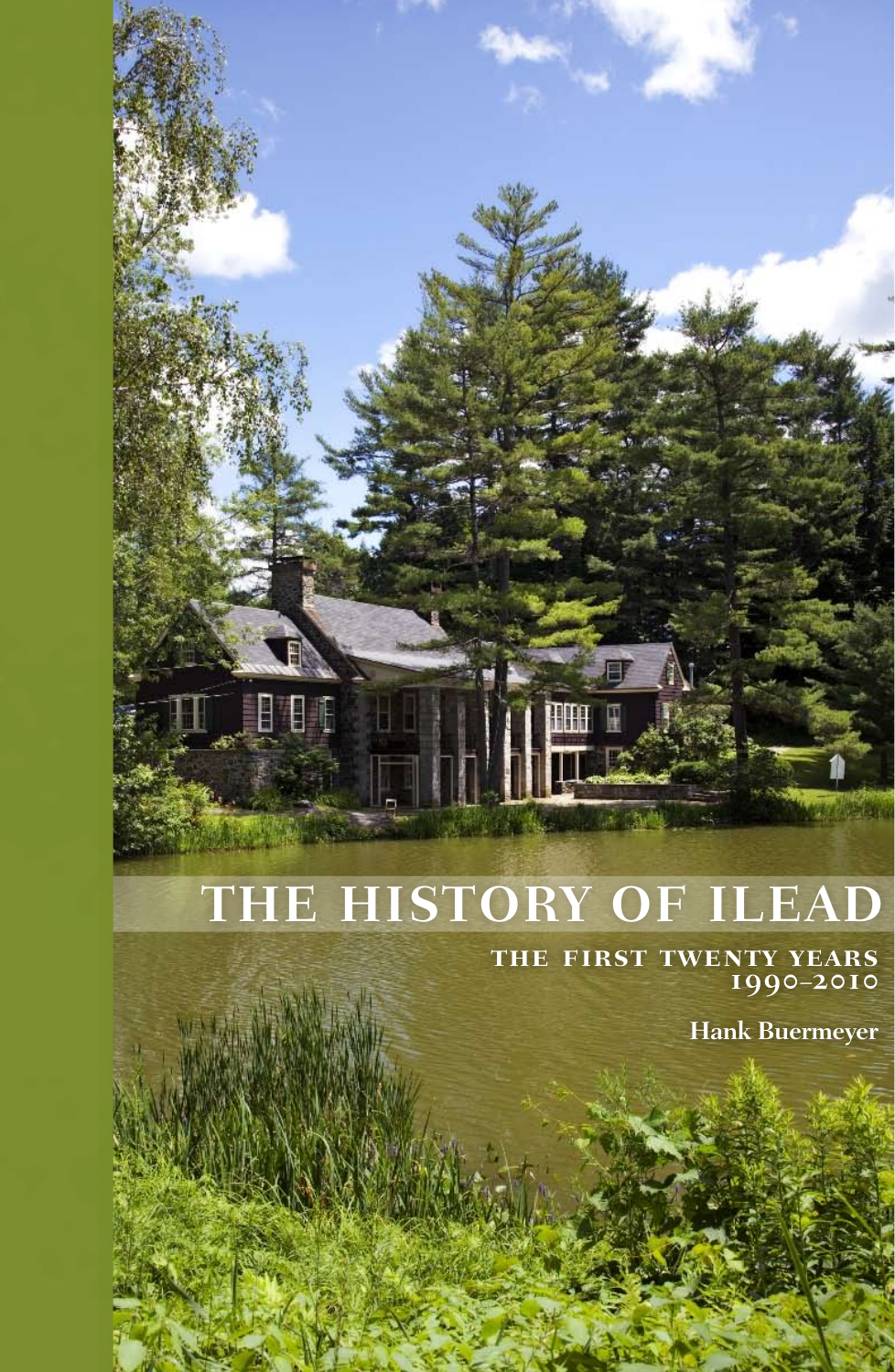# THE HISTORY OF ILEAD

## THE FIRST TWENTY YEARS
## 1990–2010

**Hank Buermeyer**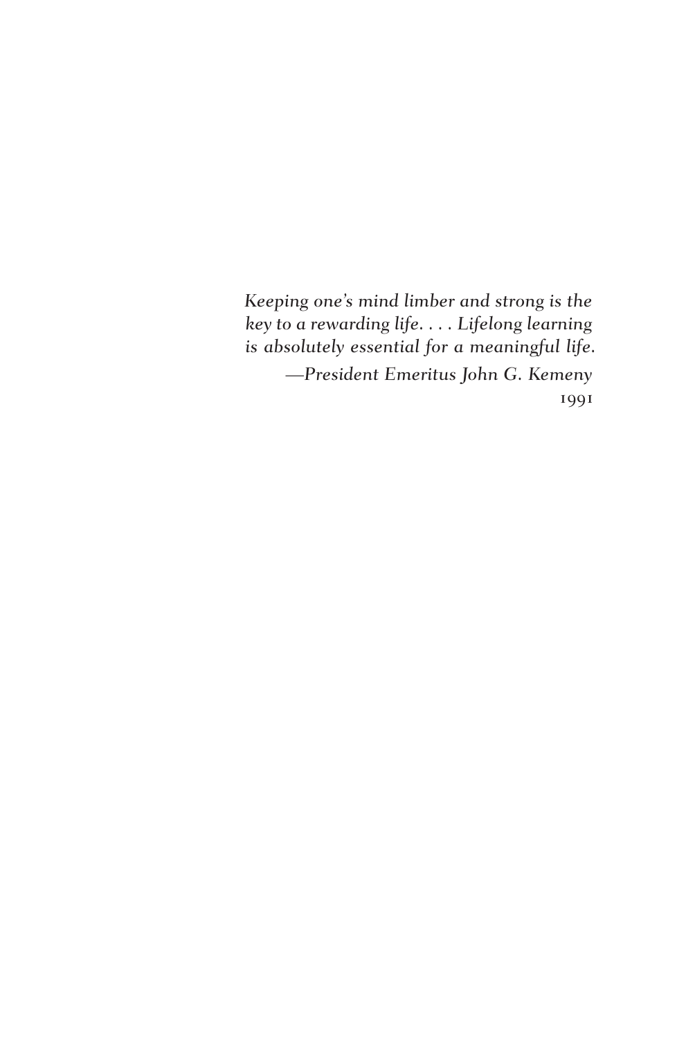*Keeping one's mind limber and strong is the key to a rewarding life. . . . Lifelong learning is absolutely essential for a meaningful life.*

*—President Emeritus John G. Kemeny*

1991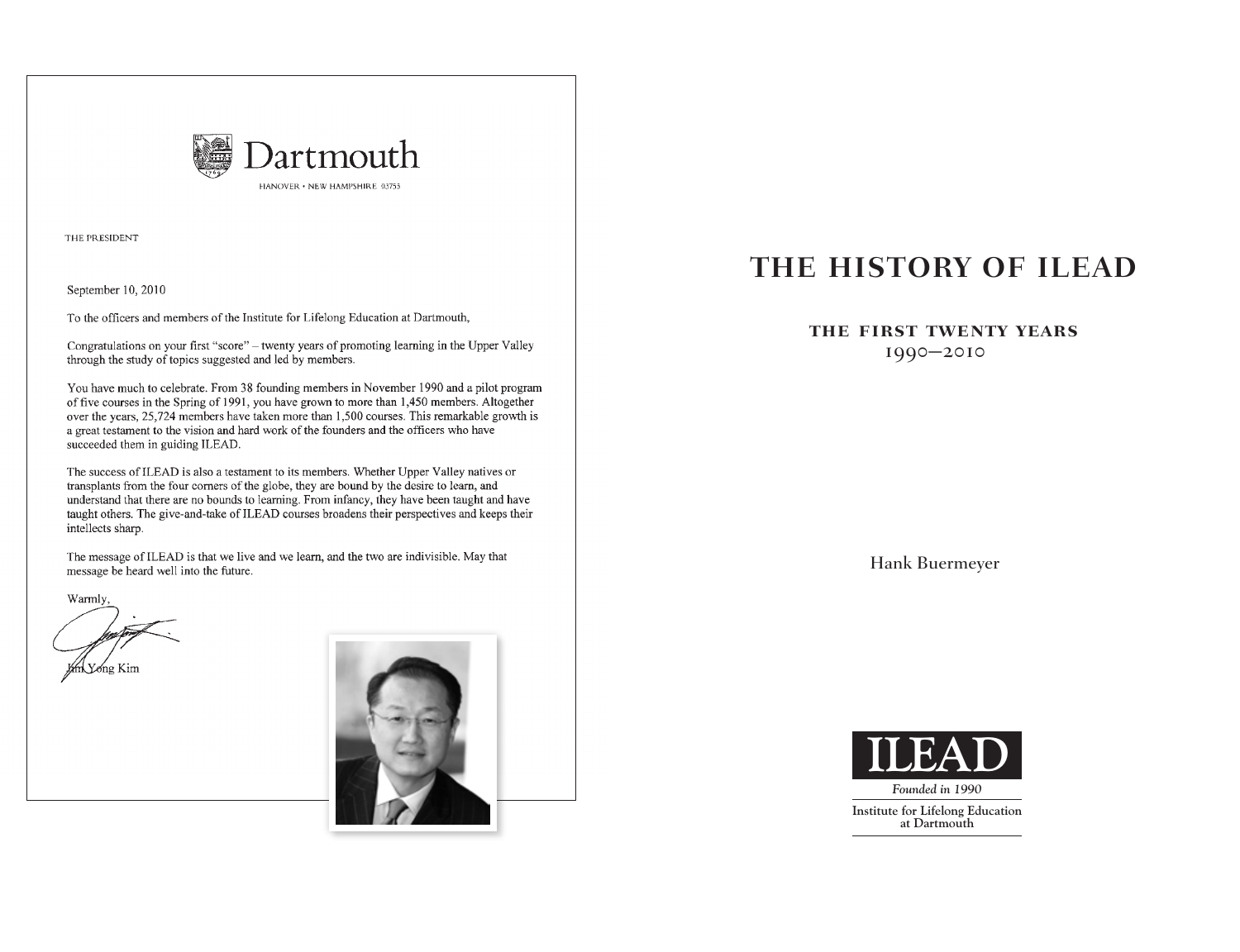Dartmouth

HANOVER • NEW HAMPSHIRE 03755

THE PRESIDENT

September 10, 2010

To the officers and members of the Institute for Lifelong Education at Dartmouth,

Congratulations on your first "score" – twenty years of promoting learning in the Upper Valley through the study of topics suggested and led by members.

You have much to celebrate. From 38 founding members in November 1990 and a pilot program of five courses in the Spring of 1991, you have grown to more than 1,450 members. Altogether over the years, 25,724 members have taken more than 1,500 courses. This remarkable growth is a great testament to the vision and hard work of the founders and the officers who have succeeded them in guiding ILEAD.

The success of ILEAD is also a testament to its members. Whether Upper Valley natives or transplants from the four corners of the globe, they are bound by the desire to learn, and understand that there are no bounds to learning. From infancy, they have been taught and have taught others. The give-and-take of ILEAD courses broadens their perspectives and keeps their intellects sharp.

The message of ILEAD is that we live and we learn, and the two are indivisible. May that message be heard well into the future.

Warmly,

Jim Yong Kim

# THE HISTORY OF ILEAD

## THE FIRST TWENTY YEARS
1990–2010

Hank Buermeyer

ILEAD

*Founded in 1990*

Institute for Lifelong Education at Dartmouth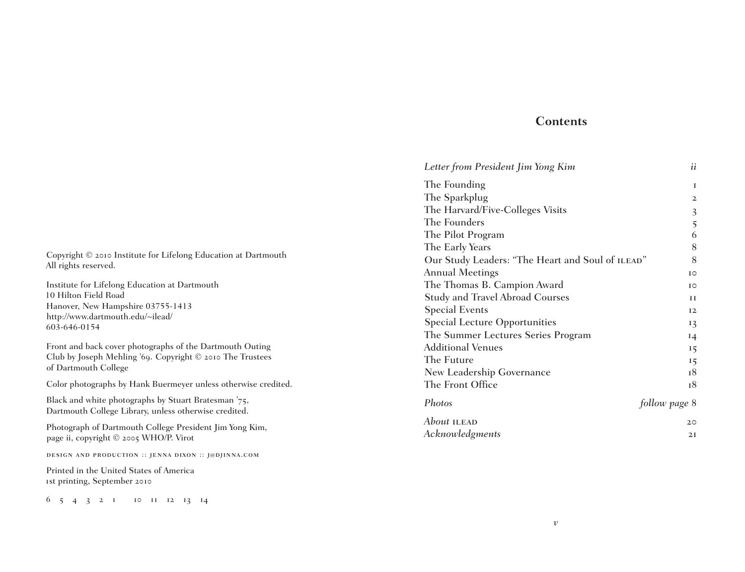Copyright © 2010 Institute for Lifelong Education at Dartmouth
All rights reserved.

Institute for Lifelong Education at Dartmouth
10 Hilton Field Road
Hanover, New Hampshire 03755-1413
http://www.dartmouth.edu/~ilead/
603-646-0154

Front and back cover photographs of the Dartmouth Outing Club by Joseph Mehling '69. Copyright © 2010 The Trustees of Dartmouth College

Color photographs by Hank Buermeyer unless otherwise credited.

Black and white photographs by Stuart Bratesman '75, Dartmouth College Library, unless otherwise credited.

Photograph of Dartmouth College President Jim Yong Kim, page ii, copyright © 2005 WHO/P. Virot

DESIGN AND PRODUCTION :: JENNA DIXON :: J@DJINNA.COM

Printed in the United States of America
1st printing, September 2010

6 5 4 3 2 1 10 11 12 13 14

# Contents

| | |
|---|---|
| *Letter from President Jim Yong Kim* | *ii* |
| The Founding | 1 |
| The Sparkplug | 2 |
| The Harvard/Five-Colleges Visits | 3 |
| The Founders | 5 |
| The Pilot Program | 6 |
| The Early Years | 8 |
| Our Study Leaders: "The Heart and Soul of ILEAD" | 8 |
| Annual Meetings | 10 |
| The Thomas B. Campion Award | 10 |
| Study and Travel Abroad Courses | 11 |
| Special Events | 12 |
| Special Lecture Opportunities | 13 |
| The Summer Lectures Series Program | 14 |
| Additional Venues | 15 |
| The Future | 15 |
| New Leadership Governance | 18 |
| The Front Office | 18 |
| *Photos* | *follow page* 8 |
| *About* ILEAD | 20 |
| *Acknowledgments* | 21 |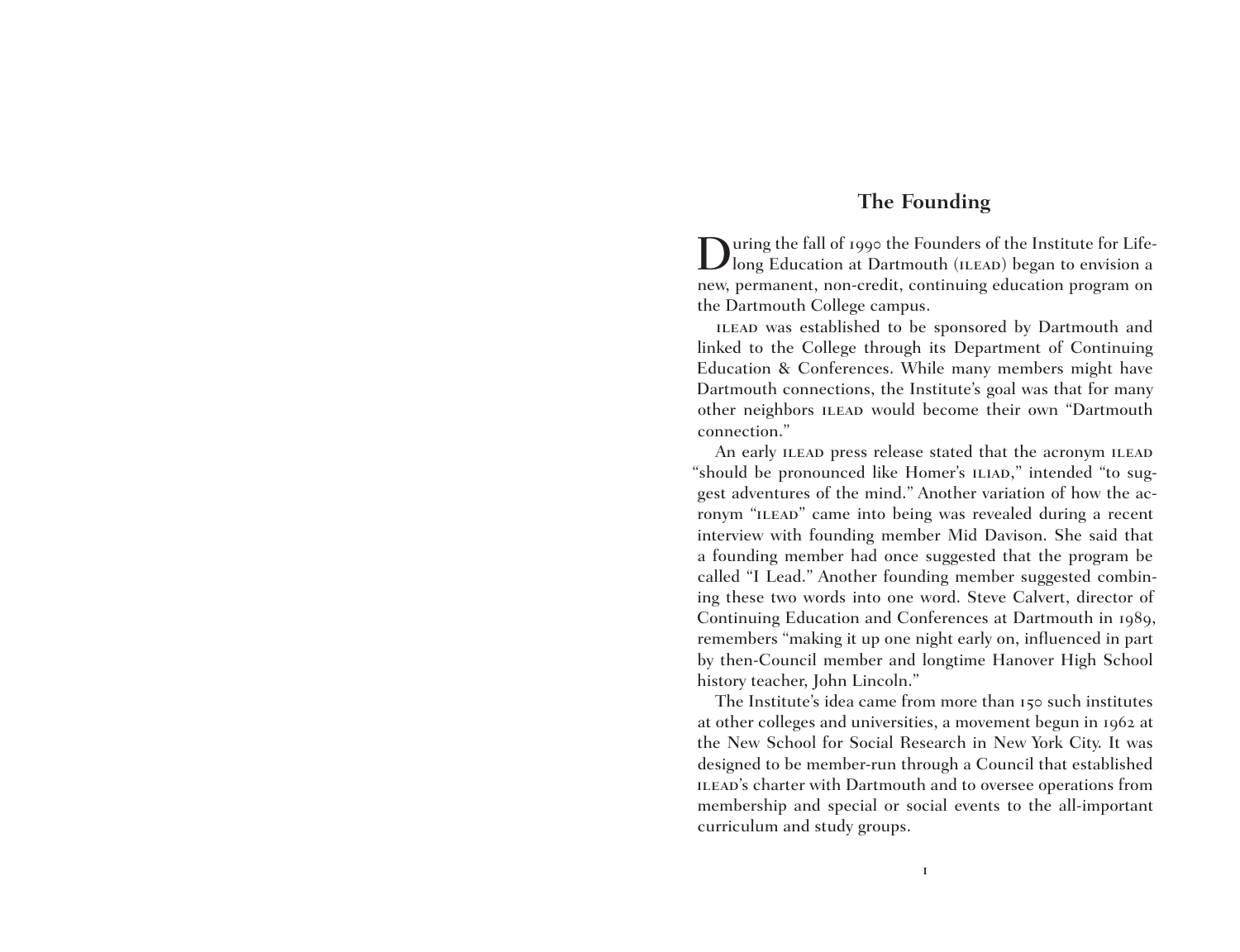## The Founding

During the fall of 1990 the Founders of the Institute for Lifelong Education at Dartmouth (ILEAD) began to envision a new, permanent, non-credit, continuing education program on the Dartmouth College campus.

ILEAD was established to be sponsored by Dartmouth and linked to the College through its Department of Continuing Education & Conferences. While many members might have Dartmouth connections, the Institute's goal was that for many other neighbors ILEAD would become their own "Dartmouth connection."

An early ILEAD press release stated that the acronym ILEAD "should be pronounced like Homer's ILIAD," intended "to suggest adventures of the mind." Another variation of how the acronym "ILEAD" came into being was revealed during a recent interview with founding member Mid Davison. She said that a founding member had once suggested that the program be called "I Lead." Another founding member suggested combining these two words into one word. Steve Calvert, director of Continuing Education and Conferences at Dartmouth in 1989, remembers "making it up one night early on, influenced in part by then-Council member and longtime Hanover High School history teacher, John Lincoln."

The Institute's idea came from more than 150 such institutes at other colleges and universities, a movement begun in 1962 at the New School for Social Research in New York City. It was designed to be member-run through a Council that established ILEAD's charter with Dartmouth and to oversee operations from membership and special or social events to the all-important curriculum and study groups.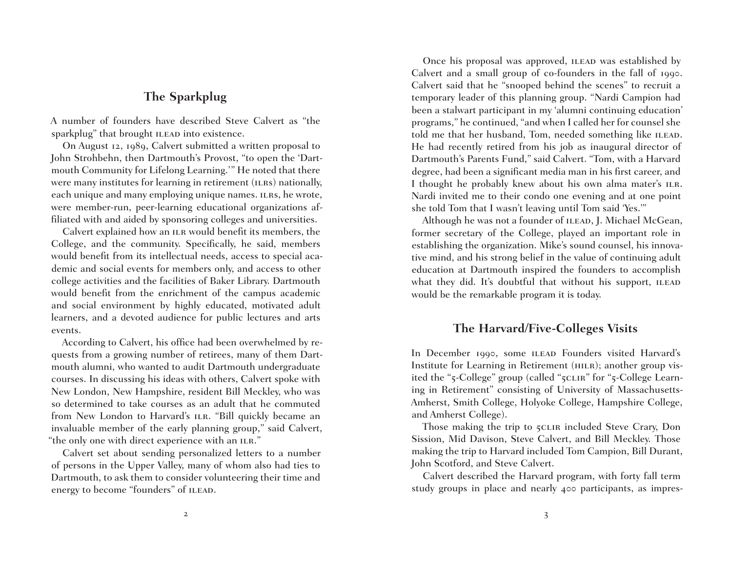## The Sparkplug

A number of founders have described Steve Calvert as "the sparkplug" that brought ILEAD into existence.

On August 12, 1989, Calvert submitted a written proposal to John Strohbehn, then Dartmouth's Provost, "to open the 'Dartmouth Community for Lifelong Learning.'" He noted that there were many institutes for learning in retirement (ILRS) nationally, each unique and many employing unique names. ILRS, he wrote, were member-run, peer-learning educational organizations affiliated with and aided by sponsoring colleges and universities.

Calvert explained how an ILR would benefit its members, the College, and the community. Specifically, he said, members would benefit from its intellectual needs, access to special academic and social events for members only, and access to other college activities and the facilities of Baker Library. Dartmouth would benefit from the enrichment of the campus academic and social environment by highly educated, motivated adult learners, and a devoted audience for public lectures and arts events.

According to Calvert, his office had been overwhelmed by requests from a growing number of retirees, many of them Dartmouth alumni, who wanted to audit Dartmouth undergraduate courses. In discussing his ideas with others, Calvert spoke with New London, New Hampshire, resident Bill Meckley, who was so determined to take courses as an adult that he commuted from New London to Harvard's ILR. "Bill quickly became an invaluable member of the early planning group," said Calvert, "the only one with direct experience with an ILR."

Calvert set about sending personalized letters to a number of persons in the Upper Valley, many of whom also had ties to Dartmouth, to ask them to consider volunteering their time and energy to become "founders" of ILEAD.

Once his proposal was approved, ILEAD was established by Calvert and a small group of co-founders in the fall of 1990. Calvert said that he "snooped behind the scenes" to recruit a temporary leader of this planning group. "Nardi Campion had been a stalwart participant in my 'alumni continuing education' programs," he continued, "and when I called her for counsel she told me that her husband, Tom, needed something like ILEAD. He had recently retired from his job as inaugural director of Dartmouth's Parents Fund," said Calvert. "Tom, with a Harvard degree, had been a significant media man in his first career, and I thought he probably knew about his own alma mater's ILR. Nardi invited me to their condo one evening and at one point she told Tom that I wasn't leaving until Tom said 'Yes.'"

Although he was not a founder of ILEAD, J. Michael McGean, former secretary of the College, played an important role in establishing the organization. Mike's sound counsel, his innovative mind, and his strong belief in the value of continuing adult education at Dartmouth inspired the founders to accomplish what they did. It's doubtful that without his support, ILEAD would be the remarkable program it is today.

## The Harvard/Five-Colleges Visits

In December 1990, some ILEAD Founders visited Harvard's Institute for Learning in Retirement (HILR); another group visited the "5-College" group (called "5CLIR" for "5-College Learning in Retirement" consisting of University of Massachusetts-Amherst, Smith College, Holyoke College, Hampshire College, and Amherst College).

Those making the trip to 5CLIR included Steve Crary, Don Sission, Mid Davison, Steve Calvert, and Bill Meckley. Those making the trip to Harvard included Tom Campion, Bill Durant, John Scotford, and Steve Calvert.

Calvert described the Harvard program, with forty fall term study groups in place and nearly 400 participants, as impres-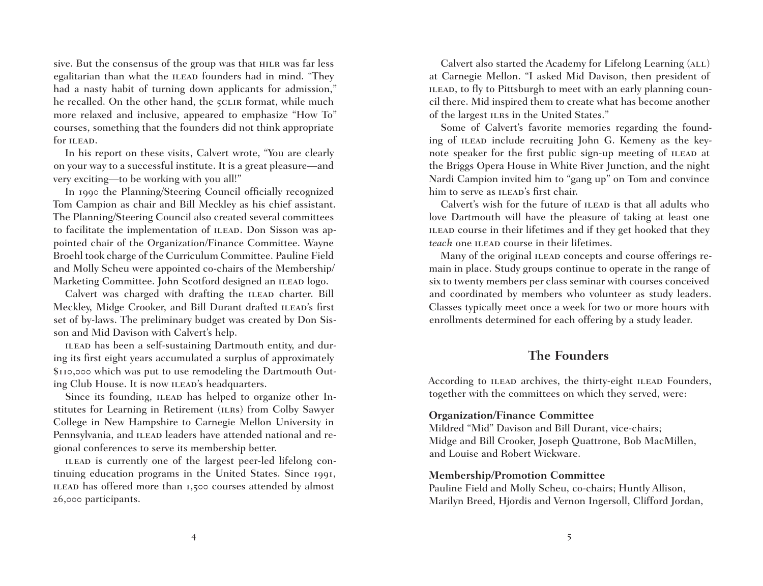sive. But the consensus of the group was that HILR was far less egalitarian than what the ILEAD founders had in mind. "They had a nasty habit of turning down applicants for admission," he recalled. On the other hand, the 5CLIR format, while much more relaxed and inclusive, appeared to emphasize "How To" courses, something that the founders did not think appropriate for ILEAD.

In his report on these visits, Calvert wrote, "You are clearly on your way to a successful institute. It is a great pleasure—and very exciting—to be working with you all!"

In 1990 the Planning/Steering Council officially recognized Tom Campion as chair and Bill Meckley as his chief assistant. The Planning/Steering Council also created several committees to facilitate the implementation of ILEAD. Don Sisson was appointed chair of the Organization/Finance Committee. Wayne Broehl took charge of the Curriculum Committee. Pauline Field and Molly Scheu were appointed co-chairs of the Membership/Marketing Committee. John Scotford designed an ILEAD logo.

Calvert was charged with drafting the ILEAD charter. Bill Meckley, Midge Crooker, and Bill Durant drafted ILEAD's first set of by-laws. The preliminary budget was created by Don Sisson and Mid Davison with Calvert's help.

ILEAD has been a self-sustaining Dartmouth entity, and during its first eight years accumulated a surplus of approximately $110,000 which was put to use remodeling the Dartmouth Outing Club House. It is now ILEAD's headquarters.

Since its founding, ILEAD has helped to organize other Institutes for Learning in Retirement (ILRs) from Colby Sawyer College in New Hampshire to Carnegie Mellon University in Pennsylvania, and ILEAD leaders have attended national and regional conferences to serve its membership better.

ILEAD is currently one of the largest peer-led lifelong continuing education programs in the United States. Since 1991, ILEAD has offered more than 1,500 courses attended by almost 26,000 participants.

Calvert also started the Academy for Lifelong Learning (ALL) at Carnegie Mellon. "I asked Mid Davison, then president of ILEAD, to fly to Pittsburgh to meet with an early planning council there. Mid inspired them to create what has become another of the largest ILRs in the United States."

Some of Calvert's favorite memories regarding the founding of ILEAD include recruiting John G. Kemeny as the keynote speaker for the first public sign-up meeting of ILEAD at the Briggs Opera House in White River Junction, and the night Nardi Campion invited him to "gang up" on Tom and convince him to serve as ILEAD's first chair.

Calvert's wish for the future of ILEAD is that all adults who love Dartmouth will have the pleasure of taking at least one ILEAD course in their lifetimes and if they get hooked that they *teach* one ILEAD course in their lifetimes.

Many of the original ILEAD concepts and course offerings remain in place. Study groups continue to operate in the range of six to twenty members per class seminar with courses conceived and coordinated by members who volunteer as study leaders. Classes typically meet once a week for two or more hours with enrollments determined for each offering by a study leader.

## The Founders

According to ILEAD archives, the thirty-eight ILEAD Founders, together with the committees on which they served, were:

**Organization/Finance Committee**
Mildred "Mid" Davison and Bill Durant, vice-chairs;
Midge and Bill Crooker, Joseph Quattrone, Bob MacMillen, and Louise and Robert Wickware.

**Membership/Promotion Committee**
Pauline Field and Molly Scheu, co-chairs; Huntly Allison, Marilyn Breed, Hjordis and Vernon Ingersoll, Clifford Jordan,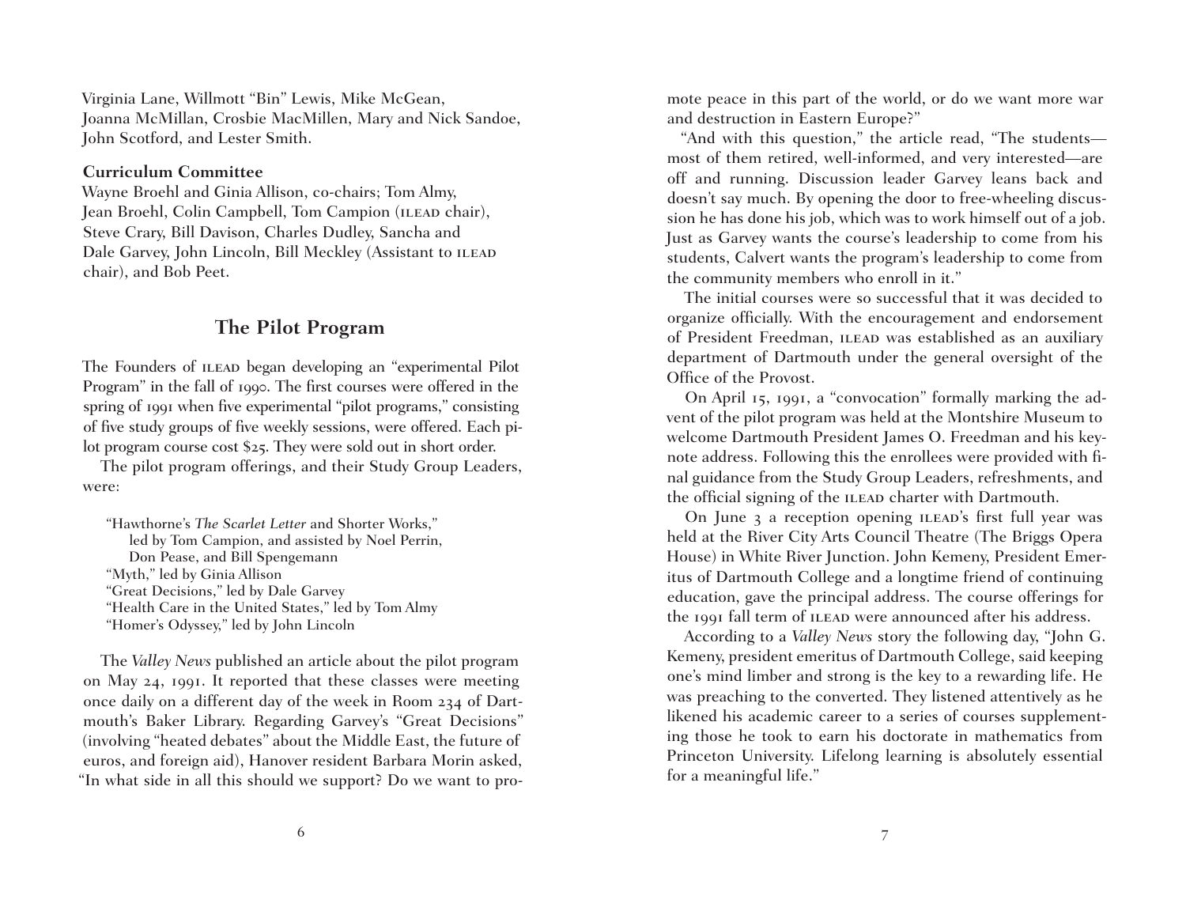Virginia Lane, Willmott "Bin" Lewis, Mike McGean, Joanna McMillan, Crosbie MacMillen, Mary and Nick Sandoe, John Scotford, and Lester Smith.

**Curriculum Committee**

Wayne Broehl and Ginia Allison, co-chairs; Tom Almy, Jean Broehl, Colin Campbell, Tom Campion (ILEAD chair), Steve Crary, Bill Davison, Charles Dudley, Sancha and Dale Garvey, John Lincoln, Bill Meckley (Assistant to ILEAD chair), and Bob Peet.

## The Pilot Program

The Founders of ILEAD began developing an "experimental Pilot Program" in the fall of 1990. The first courses were offered in the spring of 1991 when five experimental "pilot programs," consisting of five study groups of five weekly sessions, were offered. Each pilot program course cost $25. They were sold out in short order.

The pilot program offerings, and their Study Group Leaders, were:

"Hawthorne's *The Scarlet Letter* and Shorter Works," led by Tom Campion, and assisted by Noel Perrin, Don Pease, and Bill Spengemann
"Myth," led by Ginia Allison
"Great Decisions," led by Dale Garvey
"Health Care in the United States," led by Tom Almy
"Homer's Odyssey," led by John Lincoln

The *Valley News* published an article about the pilot program on May 24, 1991. It reported that these classes were meeting once daily on a different day of the week in Room 234 of Dartmouth's Baker Library. Regarding Garvey's "Great Decisions" (involving "heated debates" about the Middle East, the future of euros, and foreign aid), Hanover resident Barbara Morin asked, "In what side in all this should we support? Do we want to promote peace in this part of the world, or do we want more war and destruction in Eastern Europe?"

"And with this question," the article read, "The students—most of them retired, well-informed, and very interested—are off and running. Discussion leader Garvey leans back and doesn't say much. By opening the door to free-wheeling discussion he has done his job, which was to work himself out of a job. Just as Garvey wants the course's leadership to come from his students, Calvert wants the program's leadership to come from the community members who enroll in it."

The initial courses were so successful that it was decided to organize officially. With the encouragement and endorsement of President Freedman, ILEAD was established as an auxiliary department of Dartmouth under the general oversight of the Office of the Provost.

On April 15, 1991, a "convocation" formally marking the advent of the pilot program was held at the Montshire Museum to welcome Dartmouth President James O. Freedman and his keynote address. Following this the enrollees were provided with final guidance from the Study Group Leaders, refreshments, and the official signing of the ILEAD charter with Dartmouth.

On June 3 a reception opening ILEAD's first full year was held at the River City Arts Council Theatre (The Briggs Opera House) in White River Junction. John Kemeny, President Emeritus of Dartmouth College and a longtime friend of continuing education, gave the principal address. The course offerings for the 1991 fall term of ILEAD were announced after his address.

According to a *Valley News* story the following day, "John G. Kemeny, president emeritus of Dartmouth College, said keeping one's mind limber and strong is the key to a rewarding life. He was preaching to the converted. They listened attentively as he likened his academic career to a series of courses supplementing those he took to earn his doctorate in mathematics from Princeton University. Lifelong learning is absolutely essential for a meaningful life."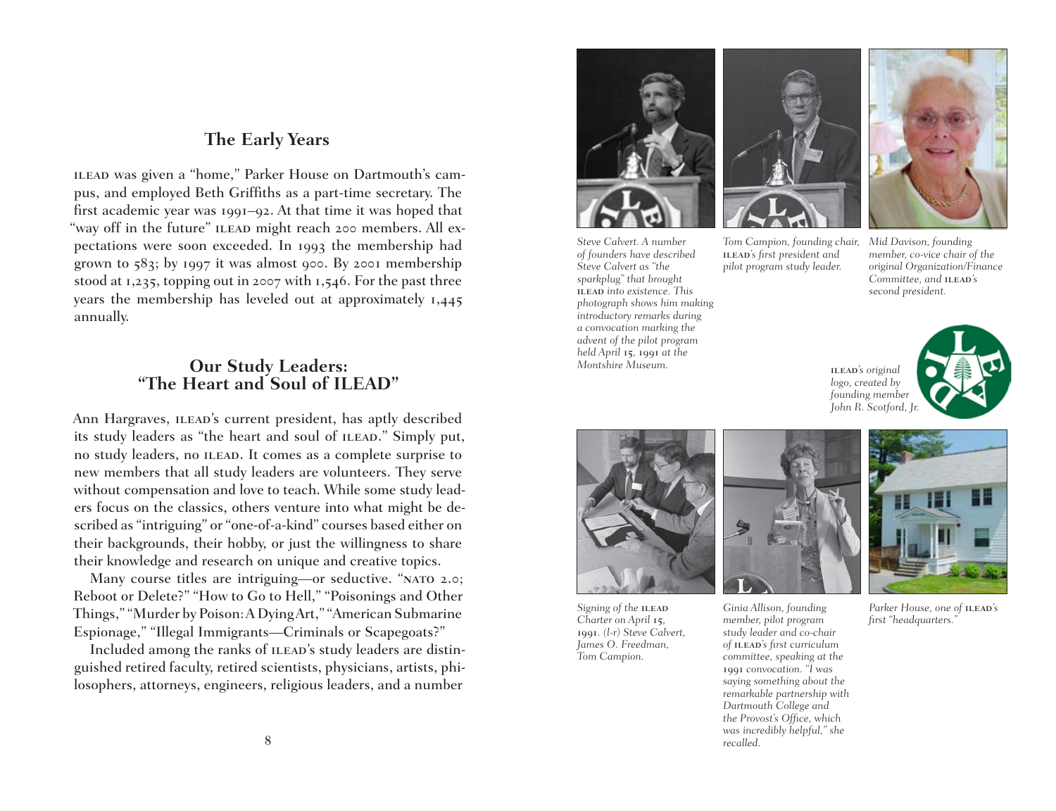## The Early Years

ILEAD was given a "home," Parker House on Dartmouth's campus, and employed Beth Griffiths as a part-time secretary. The first academic year was 1991–92. At that time it was hoped that "way off in the future" ILEAD might reach 200 members. All expectations were soon exceeded. In 1993 the membership had grown to 583; by 1997 it was almost 900. By 2001 membership stood at 1,235, topping out in 2007 with 1,546. For the past three years the membership has leveled out at approximately 1,445 annually.

## Our Study Leaders: "The Heart and Soul of ILEAD"

Ann Hargraves, ILEAD's current president, has aptly described its study leaders as "the heart and soul of ILEAD." Simply put, no study leaders, no ILEAD. It comes as a complete surprise to new members that all study leaders are volunteers. They serve without compensation and love to teach. While some study leaders focus on the classics, others venture into what might be described as "intriguing" or "one-of-a-kind" courses based either on their backgrounds, their hobby, or just the willingness to share their knowledge and research on unique and creative topics.

Many course titles are intriguing—or seductive. "NATO 2.0; Reboot or Delete?" "How to Go to Hell," "Poisonings and Other Things," "Murder by Poison: A Dying Art," "American Submarine Espionage," "Illegal Immigrants—Criminals or Scapegoats?"

Included among the ranks of ILEAD's study leaders are distinguished retired faculty, retired scientists, physicians, artists, philosophers, attorneys, engineers, religious leaders, and a number

*Steve Calvert. A number of founders have described Steve Calvert as "the sparkplug" that brought ILEAD into existence. This photograph shows him making introductory remarks during a convocation marking the advent of the pilot program held April 15, 1991 at the Montshire Museum.*

*Tom Campion, founding chair, ILEAD's first president and pilot program study leader.*

*Mid Davison, founding member, co-vice chair of the original Organization/Finance Committee, and ILEAD's second president.*

*ILEAD's original logo, created by founding member John R. Scotford, Jr.*

*Signing of the ILEAD Charter on April 15, 1991. (l-r) Steve Calvert, James O. Freedman, Tom Campion.*

*Ginia Allison, founding member, pilot program study leader and co-chair of ILEAD's first curriculum committee, speaking at the 1991 convocation. "I was saying something about the remarkable partnership with Dartmouth College and the Provost's Office, which was incredibly helpful," she recalled.*

*Parker House, one of ILEAD's first "headquarters."*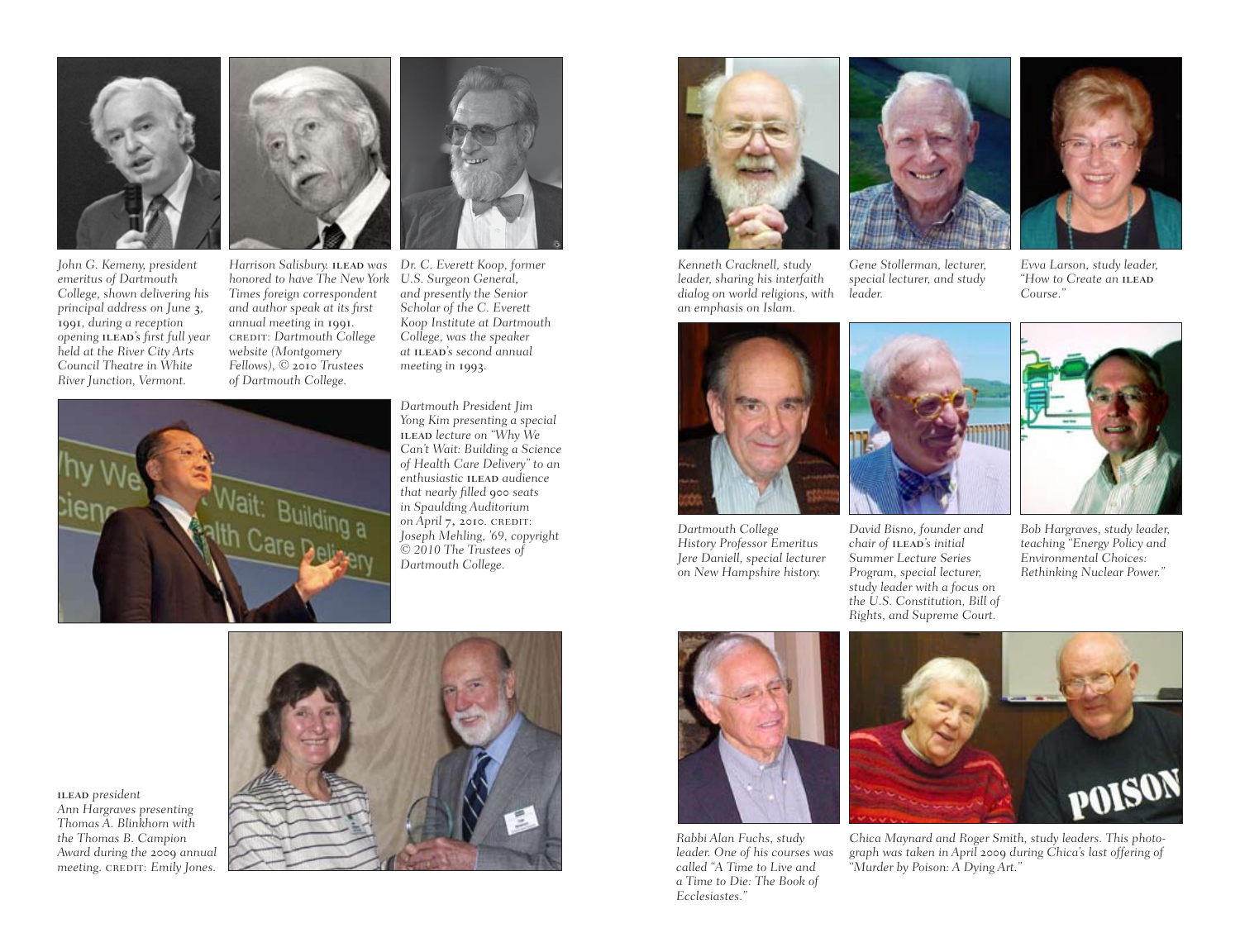*John G. Kemeny, president emeritus of Dartmouth College, shown delivering his principal address on June 3, 1991, during a reception opening* ILEAD*'s first full year held at the River City Arts Council Theatre in White River Junction, Vermont.*

*Harrison Salisbury.* ILEAD *was honored to have The New York Times foreign correspondent and author speak at its first annual meeting in 1991.* CREDIT: *Dartmouth College website (Montgomery Fellows), © 2010 Trustees of Dartmouth College.*

*Dr. C. Everett Koop, former U.S. Surgeon General, and presently the Senior Scholar of the C. Everett Koop Institute at Dartmouth College, was the speaker at* ILEAD*'s second annual meeting in 1993.*

*Dartmouth President Jim Yong Kim presenting a special* ILEAD *lecture on "Why We Can't Wait: Building a Science of Health Care Delivery" to an enthusiastic* ILEAD *audience that nearly filled 900 seats in Spaulding Auditorium on April 7, 2010.* CREDIT: *Joseph Mehling, '69, copyright © 2010 The Trustees of Dartmouth College.*

ILEAD *president Ann Hargraves presenting Thomas A. Blinkhorn with the Thomas B. Campion Award during the 2009 annual meeting.* CREDIT: *Emily Jones.*

*Kenneth Cracknell, study leader, sharing his interfaith dialog on world religions, with an emphasis on Islam.*

*Gene Stollerman, lecturer, special lecturer, and study leader.*

*Evva Larson, study leader, "How to Create an* ILEAD *Course."*

*Dartmouth College History Professor Emeritus Jere Daniell, special lecturer on New Hampshire history.*

*David Bisno, founder and chair of* ILEAD*'s initial Summer Lecture Series Program, special lecturer, study leader with a focus on the U.S. Constitution, Bill of Rights, and Supreme Court.*

*Bob Hargraves, study leader, teaching "Energy Policy and Environmental Choices: Rethinking Nuclear Power."*

*Rabbi Alan Fuchs, study leader. One of his courses was called "A Time to Live and a Time to Die: The Book of Ecclesiastes."*

*Chica Maynard and Roger Smith, study leaders. This photograph was taken in April 2009 during Chica's last offering of "Murder by Poison: A Dying Art."*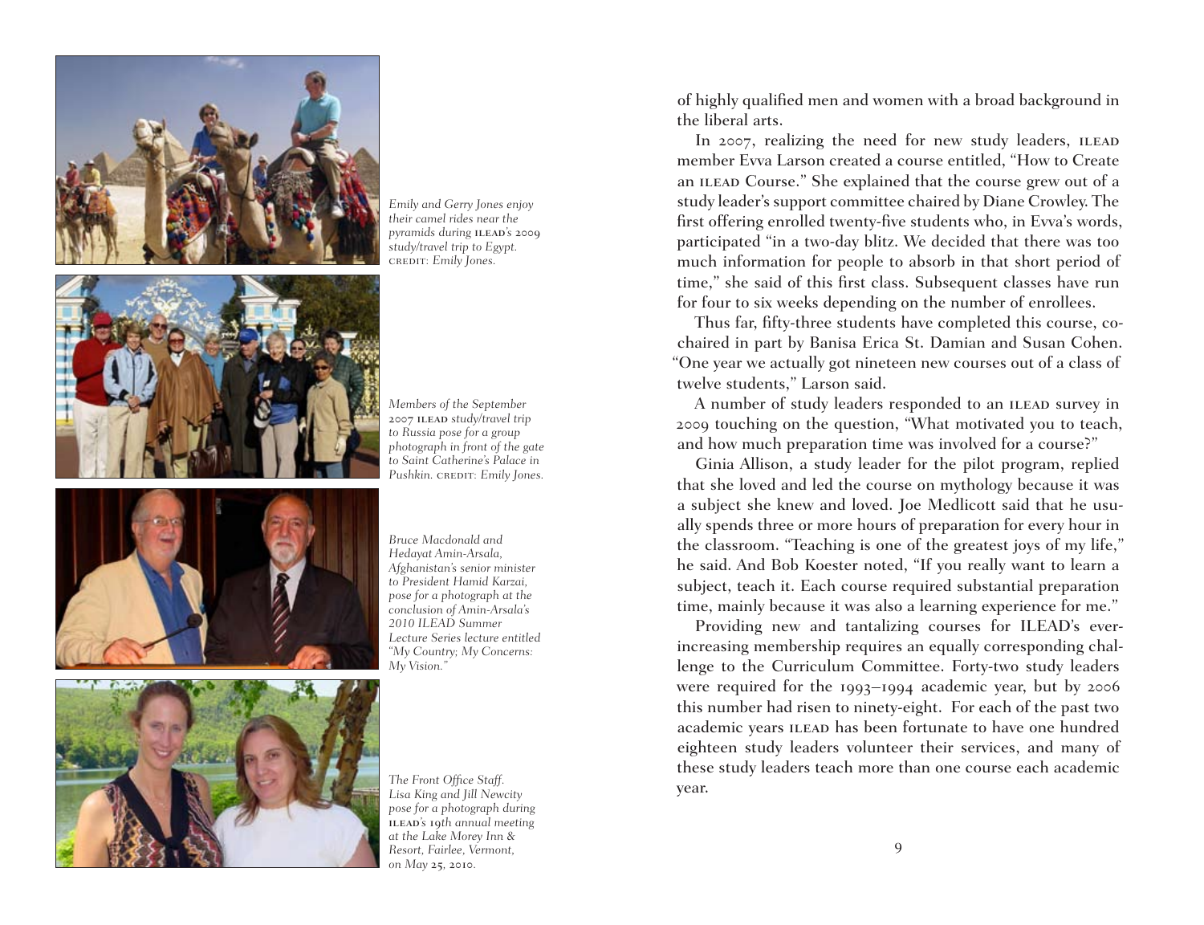*Emily and Gerry Jones enjoy their camel rides near the pyramids during ILEAD's 2009 study/travel trip to Egypt.* CREDIT: *Emily Jones.*

*Members of the September 2007 ILEAD study/travel trip to Russia pose for a group photograph in front of the gate to Saint Catherine's Palace in Pushkin.* CREDIT: *Emily Jones.*

*Bruce Macdonald and Hedayat Amin-Arsala, Afghanistan's senior minister to President Hamid Karzai, pose for a photograph at the conclusion of Amin-Arsala's 2010 ILEAD Summer Lecture Series lecture entitled "My Country; My Concerns: My Vision."*

*The Front Office Staff. Lisa King and Jill Newcity pose for a photograph during ILEAD's 19th annual meeting at the Lake Morey Inn & Resort, Fairlee, Vermont, on May 25, 2010.*

of highly qualified men and women with a broad background in the liberal arts.

In 2007, realizing the need for new study leaders, ILEAD member Evva Larson created a course entitled, "How to Create an ILEAD Course." She explained that the course grew out of a study leader's support committee chaired by Diane Crowley. The first offering enrolled twenty-five students who, in Evva's words, participated "in a two-day blitz. We decided that there was too much information for people to absorb in that short period of time," she said of this first class. Subsequent classes have run for four to six weeks depending on the number of enrollees.

Thus far, fifty-three students have completed this course, co-chaired in part by Banisa Erica St. Damian and Susan Cohen. "One year we actually got nineteen new courses out of a class of twelve students," Larson said.

A number of study leaders responded to an ILEAD survey in 2009 touching on the question, "What motivated you to teach, and how much preparation time was involved for a course?"

Ginia Allison, a study leader for the pilot program, replied that she loved and led the course on mythology because it was a subject she knew and loved. Joe Medlicott said that he usually spends three or more hours of preparation for every hour in the classroom. "Teaching is one of the greatest joys of my life," he said. And Bob Koester noted, "If you really want to learn a subject, teach it. Each course required substantial preparation time, mainly because it was also a learning experience for me."

Providing new and tantalizing courses for ILEAD's ever-increasing membership requires an equally corresponding challenge to the Curriculum Committee. Forty-two study leaders were required for the 1993–1994 academic year, but by 2006 this number had risen to ninety-eight. For each of the past two academic years ILEAD has been fortunate to have one hundred eighteen study leaders volunteer their services, and many of these study leaders teach more than one course each academic year.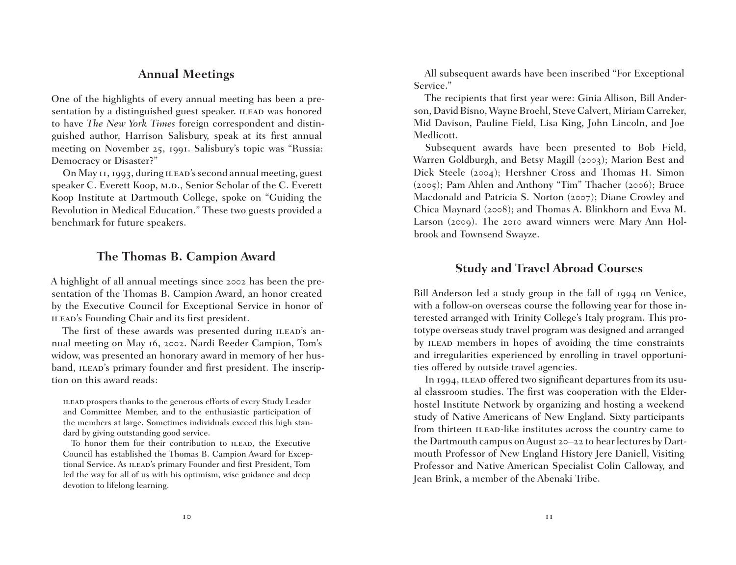## Annual Meetings

One of the highlights of every annual meeting has been a presentation by a distinguished guest speaker. ILEAD was honored to have *The New York Times* foreign correspondent and distinguished author, Harrison Salisbury, speak at its first annual meeting on November 25, 1991. Salisbury's topic was "Russia: Democracy or Disaster?"

On May 11, 1993, during ILEAD's second annual meeting, guest speaker C. Everett Koop, M.D., Senior Scholar of the C. Everett Koop Institute at Dartmouth College, spoke on "Guiding the Revolution in Medical Education." These two guests provided a benchmark for future speakers.

## The Thomas B. Campion Award

A highlight of all annual meetings since 2002 has been the presentation of the Thomas B. Campion Award, an honor created by the Executive Council for Exceptional Service in honor of ILEAD's Founding Chair and its first president.

The first of these awards was presented during ILEAD's annual meeting on May 16, 2002. Nardi Reeder Campion, Tom's widow, was presented an honorary award in memory of her husband, ILEAD's primary founder and first president. The inscription on this award reads:

> ILEAD prospers thanks to the generous efforts of every Study Leader and Committee Member, and to the enthusiastic participation of the members at large. Sometimes individuals exceed this high standard by giving outstanding good service.
>
> To honor them for their contribution to ILEAD, the Executive Council has established the Thomas B. Campion Award for Exceptional Service. As ILEAD's primary Founder and first President, Tom led the way for all of us with his optimism, wise guidance and deep devotion to lifelong learning.

All subsequent awards have been inscribed "For Exceptional Service."

The recipients that first year were: Ginia Allison, Bill Anderson, David Bisno, Wayne Broehl, Steve Calvert, Miriam Carreker, Mid Davison, Pauline Field, Lisa King, John Lincoln, and Joe Medlicott.

Subsequent awards have been presented to Bob Field, Warren Goldburgh, and Betsy Magill (2003); Marion Best and Dick Steele (2004); Hershner Cross and Thomas H. Simon (2005); Pam Ahlen and Anthony "Tim" Thacher (2006); Bruce Macdonald and Patricia S. Norton (2007); Diane Crowley and Chica Maynard (2008); and Thomas A. Blinkhorn and Evva M. Larson (2009). The 2010 award winners were Mary Ann Holbrook and Townsend Swayze.

## Study and Travel Abroad Courses

Bill Anderson led a study group in the fall of 1994 on Venice, with a follow-on overseas course the following year for those interested arranged with Trinity College's Italy program. This prototype overseas study travel program was designed and arranged by ILEAD members in hopes of avoiding the time constraints and irregularities experienced by enrolling in travel opportunities offered by outside travel agencies.

In 1994, ILEAD offered two significant departures from its usual classroom studies. The first was cooperation with the Elderhostel Institute Network by organizing and hosting a weekend study of Native Americans of New England. Sixty participants from thirteen ILEAD-like institutes across the country came to the Dartmouth campus on August 20–22 to hear lectures by Dartmouth Professor of New England History Jere Daniell, Visiting Professor and Native American Specialist Colin Calloway, and Jean Brink, a member of the Abenaki Tribe.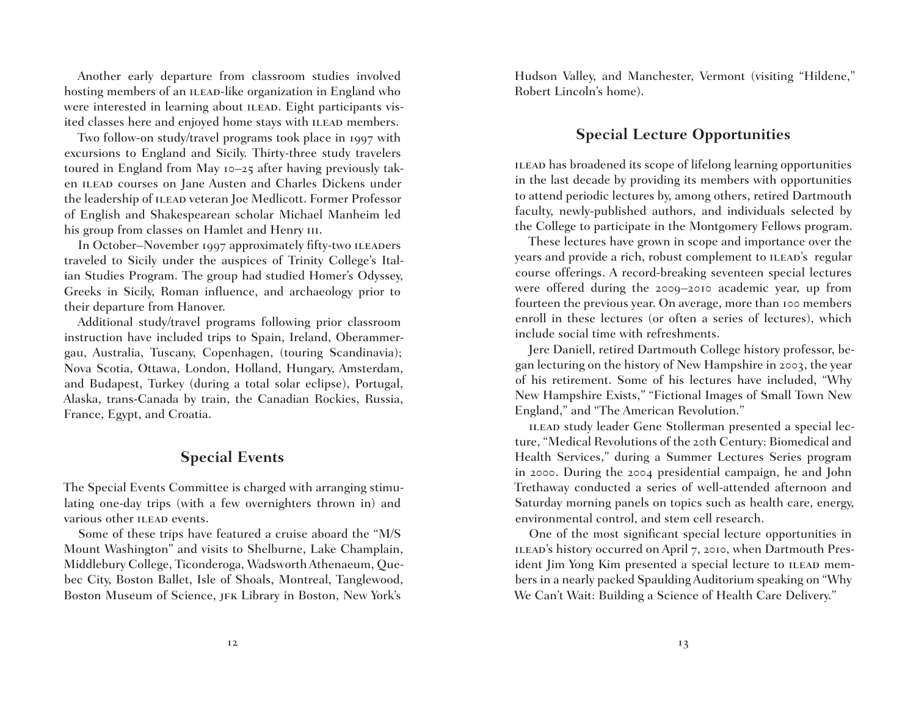Another early departure from classroom studies involved hosting members of an ILEAD-like organization in England who were interested in learning about ILEAD. Eight participants visited classes here and enjoyed home stays with ILEAD members.

Two follow-on study/travel programs took place in 1997 with excursions to England and Sicily. Thirty-three study travelers toured in England from May 10–25 after having previously taken ILEAD courses on Jane Austen and Charles Dickens under the leadership of ILEAD veteran Joe Medlicott. Former Professor of English and Shakespearean scholar Michael Manheim led his group from classes on Hamlet and Henry III.

In October–November 1997 approximately fifty-two ILEADers traveled to Sicily under the auspices of Trinity College's Italian Studies Program. The group had studied Homer's Odyssey, Greeks in Sicily, Roman influence, and archaeology prior to their departure from Hanover.

Additional study/travel programs following prior classroom instruction have included trips to Spain, Ireland, Oberammergau, Australia, Tuscany, Copenhagen, (touring Scandinavia); Nova Scotia, Ottawa, London, Holland, Hungary, Amsterdam, and Budapest, Turkey (during a total solar eclipse), Portugal, Alaska, trans-Canada by train, the Canadian Rockies, Russia, France, Egypt, and Croatia.

## Special Events

The Special Events Committee is charged with arranging stimulating one-day trips (with a few overnighters thrown in) and various other ILEAD events.

Some of these trips have featured a cruise aboard the "M/S Mount Washington" and visits to Shelburne, Lake Champlain, Middlebury College, Ticonderoga, Wadsworth Athenaeum, Quebec City, Boston Ballet, Isle of Shoals, Montreal, Tanglewood, Boston Museum of Science, JFK Library in Boston, New York's Hudson Valley, and Manchester, Vermont (visiting "Hildene," Robert Lincoln's home).

## Special Lecture Opportunities

ILEAD has broadened its scope of lifelong learning opportunities in the last decade by providing its members with opportunities to attend periodic lectures by, among others, retired Dartmouth faculty, newly-published authors, and individuals selected by the College to participate in the Montgomery Fellows program.

These lectures have grown in scope and importance over the years and provide a rich, robust complement to ILEAD's regular course offerings. A record-breaking seventeen special lectures were offered during the 2009–2010 academic year, up from fourteen the previous year. On average, more than 100 members enroll in these lectures (or often a series of lectures), which include social time with refreshments.

Jere Daniell, retired Dartmouth College history professor, began lecturing on the history of New Hampshire in 2003, the year of his retirement. Some of his lectures have included, "Why New Hampshire Exists," "Fictional Images of Small Town New England," and "The American Revolution."

ILEAD study leader Gene Stollerman presented a special lecture, "Medical Revolutions of the 20th Century: Biomedical and Health Services," during a Summer Lectures Series program in 2000. During the 2004 presidential campaign, he and John Trethaway conducted a series of well-attended afternoon and Saturday morning panels on topics such as health care, energy, environmental control, and stem cell research.

One of the most significant special lecture opportunities in ILEAD's history occurred on April 7, 2010, when Dartmouth President Jim Yong Kim presented a special lecture to ILEAD members in a nearly packed Spaulding Auditorium speaking on "Why We Can't Wait: Building a Science of Health Care Delivery."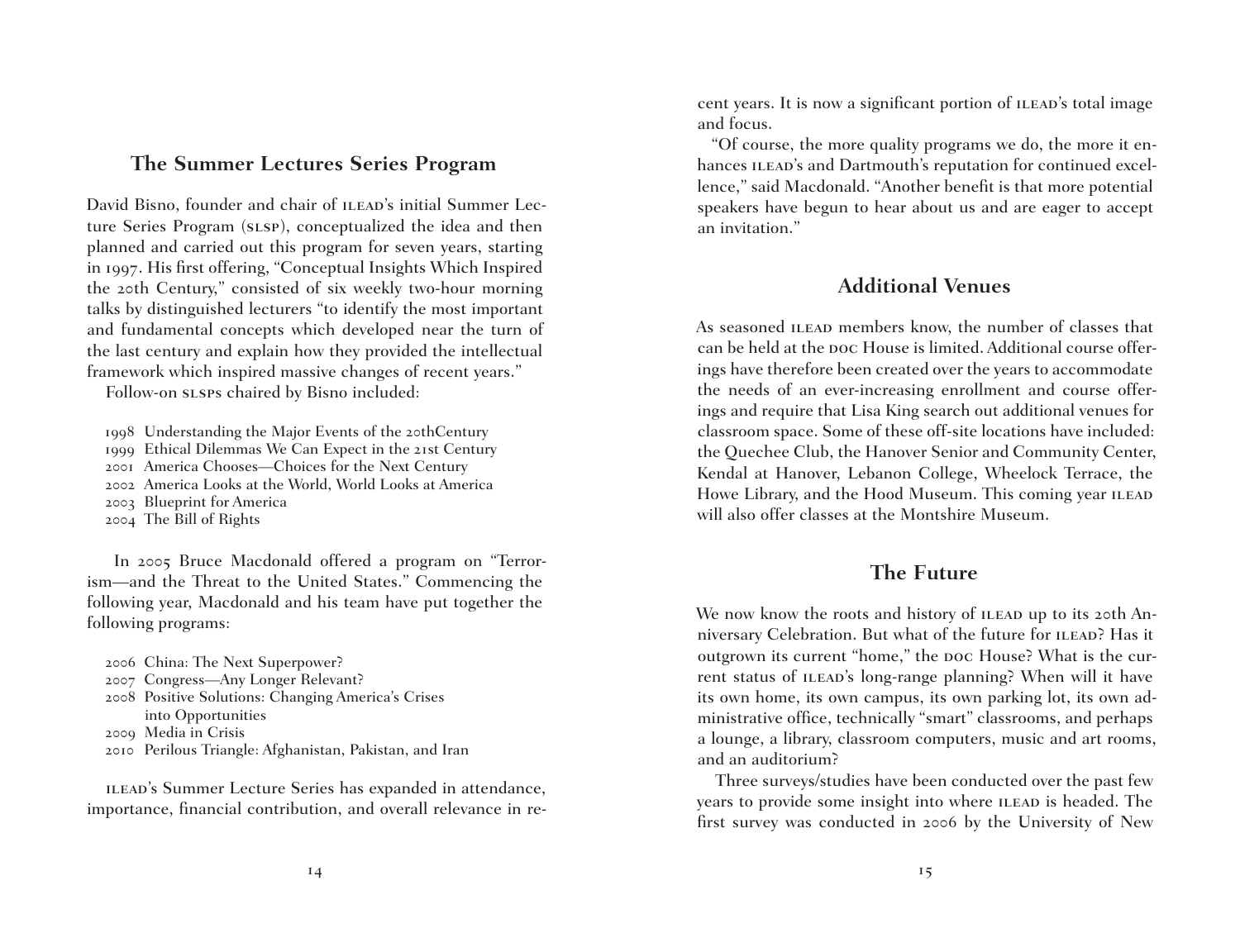## The Summer Lectures Series Program

David Bisno, founder and chair of ILEAD's initial Summer Lecture Series Program (SLSP), conceptualized the idea and then planned and carried out this program for seven years, starting in 1997. His first offering, "Conceptual Insights Which Inspired the 20th Century," consisted of six weekly two-hour morning talks by distinguished lecturers "to identify the most important and fundamental concepts which developed near the turn of the last century and explain how they provided the intellectual framework which inspired massive changes of recent years."

Follow-on SLSPs chaired by Bisno included:

- 1998 Understanding the Major Events of the 20thCentury
- 1999 Ethical Dilemmas We Can Expect in the 21st Century
- 2001 America Chooses—Choices for the Next Century
- 2002 America Looks at the World, World Looks at America
- 2003 Blueprint for America
- 2004 The Bill of Rights

In 2005 Bruce Macdonald offered a program on "Terrorism—and the Threat to the United States." Commencing the following year, Macdonald and his team have put together the following programs:

- 2006 China: The Next Superpower?
- 2007 Congress—Any Longer Relevant?
- 2008 Positive Solutions: Changing America's Crises into Opportunities
- 2009 Media in Crisis
- 2010 Perilous Triangle: Afghanistan, Pakistan, and Iran

ILEAD's Summer Lecture Series has expanded in attendance, importance, financial contribution, and overall relevance in recent years. It is now a significant portion of ILEAD's total image and focus.

"Of course, the more quality programs we do, the more it enhances ILEAD's and Dartmouth's reputation for continued excellence," said Macdonald. "Another benefit is that more potential speakers have begun to hear about us and are eager to accept an invitation."

## Additional Venues

As seasoned ILEAD members know, the number of classes that can be held at the DOC House is limited. Additional course offerings have therefore been created over the years to accommodate the needs of an ever-increasing enrollment and course offerings and require that Lisa King search out additional venues for classroom space. Some of these off-site locations have included: the Quechee Club, the Hanover Senior and Community Center, Kendal at Hanover, Lebanon College, Wheelock Terrace, the Howe Library, and the Hood Museum. This coming year ILEAD will also offer classes at the Montshire Museum.

## The Future

We now know the roots and history of ILEAD up to its 20th Anniversary Celebration. But what of the future for ILEAD? Has it outgrown its current "home," the DOC House? What is the current status of ILEAD's long-range planning? When will it have its own home, its own campus, its own parking lot, its own administrative office, technically "smart" classrooms, and perhaps a lounge, a library, classroom computers, music and art rooms, and an auditorium?

Three surveys/studies have been conducted over the past few years to provide some insight into where ILEAD is headed. The first survey was conducted in 2006 by the University of New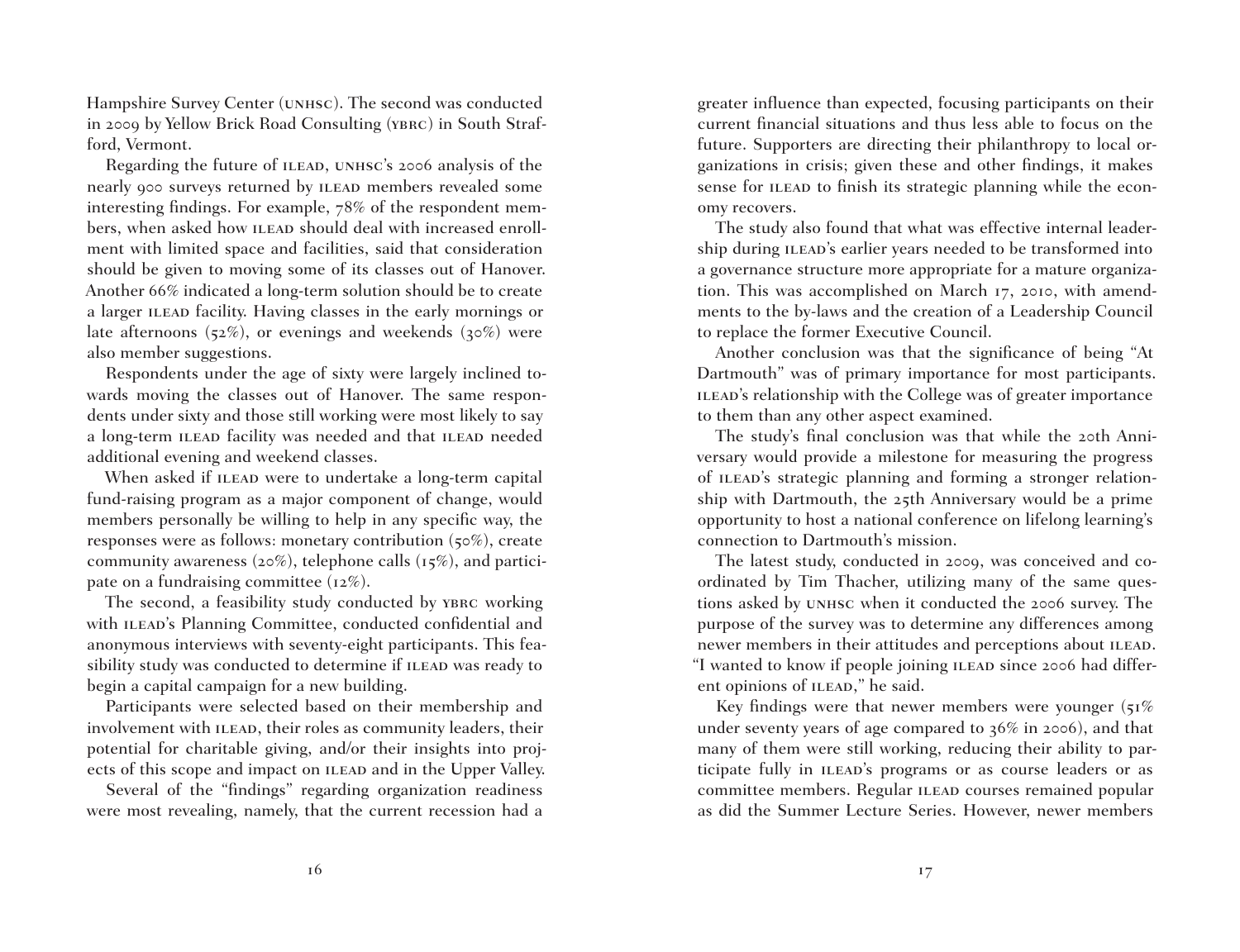Hampshire Survey Center (UNHSC). The second was conducted in 2009 by Yellow Brick Road Consulting (YBRC) in South Strafford, Vermont.

Regarding the future of ILEAD, UNHSC's 2006 analysis of the nearly 900 surveys returned by ILEAD members revealed some interesting findings. For example, 78% of the respondent members, when asked how ILEAD should deal with increased enrollment with limited space and facilities, said that consideration should be given to moving some of its classes out of Hanover. Another 66% indicated a long-term solution should be to create a larger ILEAD facility. Having classes in the early mornings or late afternoons (52%), or evenings and weekends (30%) were also member suggestions.

Respondents under the age of sixty were largely inclined towards moving the classes out of Hanover. The same respondents under sixty and those still working were most likely to say a long-term ILEAD facility was needed and that ILEAD needed additional evening and weekend classes.

When asked if ILEAD were to undertake a long-term capital fund-raising program as a major component of change, would members personally be willing to help in any specific way, the responses were as follows: monetary contribution (50%), create community awareness (20%), telephone calls (15%), and participate on a fundraising committee (12%).

The second, a feasibility study conducted by YBRC working with ILEAD's Planning Committee, conducted confidential and anonymous interviews with seventy-eight participants. This feasibility study was conducted to determine if ILEAD was ready to begin a capital campaign for a new building.

Participants were selected based on their membership and involvement with ILEAD, their roles as community leaders, their potential for charitable giving, and/or their insights into projects of this scope and impact on ILEAD and in the Upper Valley.

Several of the "findings" regarding organization readiness were most revealing, namely, that the current recession had a greater influence than expected, focusing participants on their current financial situations and thus less able to focus on the future. Supporters are directing their philanthropy to local organizations in crisis; given these and other findings, it makes sense for ILEAD to finish its strategic planning while the economy recovers.

The study also found that what was effective internal leadership during ILEAD's earlier years needed to be transformed into a governance structure more appropriate for a mature organization. This was accomplished on March 17, 2010, with amendments to the by-laws and the creation of a Leadership Council to replace the former Executive Council.

Another conclusion was that the significance of being "At Dartmouth" was of primary importance for most participants. ILEAD's relationship with the College was of greater importance to them than any other aspect examined.

The study's final conclusion was that while the 20th Anniversary would provide a milestone for measuring the progress of ILEAD's strategic planning and forming a stronger relationship with Dartmouth, the 25th Anniversary would be a prime opportunity to host a national conference on lifelong learning's connection to Dartmouth's mission.

The latest study, conducted in 2009, was conceived and coordinated by Tim Thacher, utilizing many of the same questions asked by UNHSC when it conducted the 2006 survey. The purpose of the survey was to determine any differences among newer members in their attitudes and perceptions about ILEAD. "I wanted to know if people joining ILEAD since 2006 had different opinions of ILEAD," he said.

Key findings were that newer members were younger (51% under seventy years of age compared to 36% in 2006), and that many of them were still working, reducing their ability to participate fully in ILEAD's programs or as course leaders or as committee members. Regular ILEAD courses remained popular as did the Summer Lecture Series. However, newer members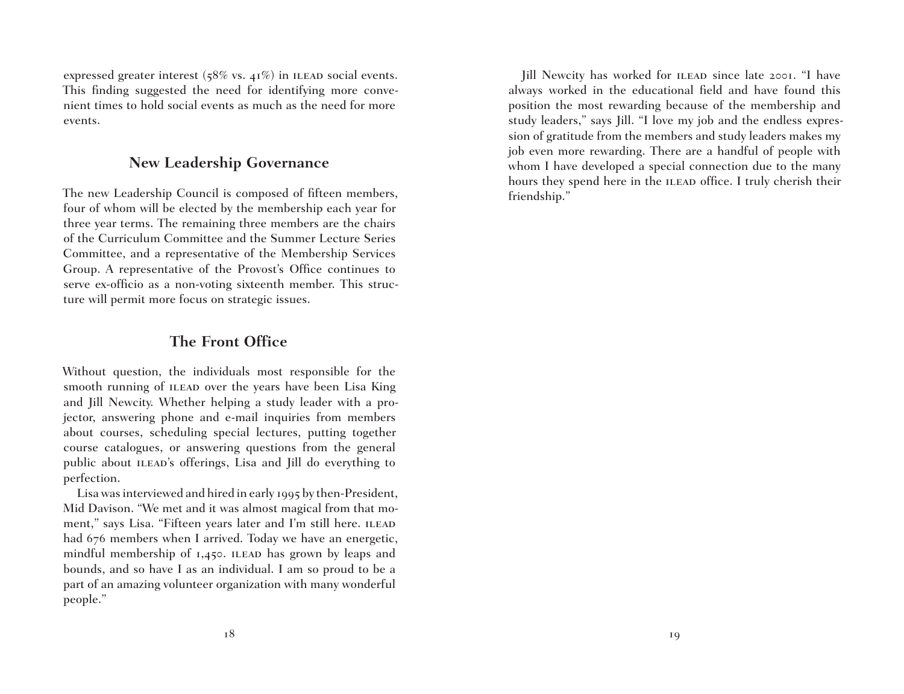expressed greater interest (58% vs. 41%) in ILEAD social events. This finding suggested the need for identifying more convenient times to hold social events as much as the need for more events.

## New Leadership Governance

The new Leadership Council is composed of fifteen members, four of whom will be elected by the membership each year for three year terms. The remaining three members are the chairs of the Curriculum Committee and the Summer Lecture Series Committee, and a representative of the Membership Services Group. A representative of the Provost's Office continues to serve ex-officio as a non-voting sixteenth member. This structure will permit more focus on strategic issues.

## The Front Office

Without question, the individuals most responsible for the smooth running of ILEAD over the years have been Lisa King and Jill Newcity. Whether helping a study leader with a projector, answering phone and e-mail inquiries from members about courses, scheduling special lectures, putting together course catalogues, or answering questions from the general public about ILEAD's offerings, Lisa and Jill do everything to perfection.

Lisa was interviewed and hired in early 1995 by then-President, Mid Davison. "We met and it was almost magical from that moment," says Lisa. "Fifteen years later and I'm still here. ILEAD had 676 members when I arrived. Today we have an energetic, mindful membership of 1,450. ILEAD has grown by leaps and bounds, and so have I as an individual. I am so proud to be a part of an amazing volunteer organization with many wonderful people."

Jill Newcity has worked for ILEAD since late 2001. "I have always worked in the educational field and have found this position the most rewarding because of the membership and study leaders," says Jill. "I love my job and the endless expression of gratitude from the members and study leaders makes my job even more rewarding. There are a handful of people with whom I have developed a special connection due to the many hours they spend here in the ILEAD office. I truly cherish their friendship."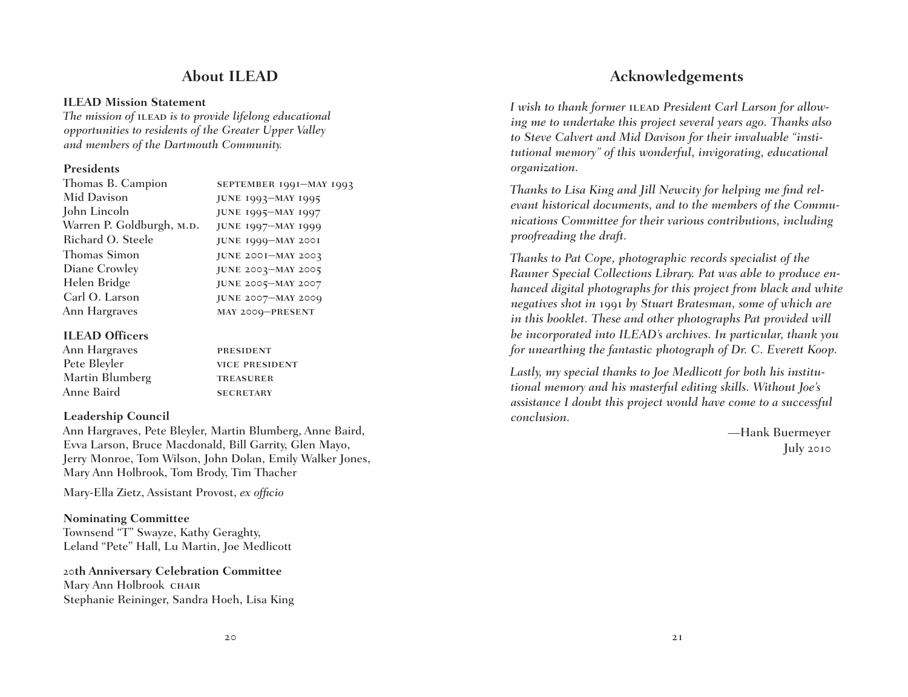## About ILEAD

### ILEAD Mission Statement

*The mission of ILEAD is to provide lifelong educational opportunities to residents of the Greater Upper Valley and members of the Dartmouth Community.*

### Presidents

| | |
|---|---|
| Thomas B. Campion | SEPTEMBER 1991–MAY 1993 |
| Mid Davison | JUNE 1993–MAY 1995 |
| John Lincoln | JUNE 1995–MAY 1997 |
| Warren P. Goldburgh, M.D. | JUNE 1997–MAY 1999 |
| Richard O. Steele | JUNE 1999–MAY 2001 |
| Thomas Simon | JUNE 2001–MAY 2003 |
| Diane Crowley | JUNE 2003–MAY 2005 |
| Helen Bridge | JUNE 2005–MAY 2007 |
| Carl O. Larson | JUNE 2007–MAY 2009 |
| Ann Hargraves | MAY 2009–PRESENT |

### ILEAD Officers

| | |
|---|---|
| Ann Hargraves | PRESIDENT |
| Pete Bleyler | VICE PRESIDENT |
| Martin Blumberg | TREASURER |
| Anne Baird | SECRETARY |

### Leadership Council

Ann Hargraves, Pete Bleyler, Martin Blumberg, Anne Baird, Evva Larson, Bruce Macdonald, Bill Garrity, Glen Mayo, Jerry Monroe, Tom Wilson, John Dolan, Emily Walker Jones, Mary Ann Holbrook, Tom Brody, Tim Thacher

Mary-Ella Zietz, Assistant Provost, *ex officio*

### Nominating Committee

Townsend "T" Swayze, Kathy Geraghty, Leland "Pete" Hall, Lu Martin, Joe Medlicott

### 20th Anniversary Celebration Committee

Mary Ann Holbrook CHAIR
Stephanie Reininger, Sandra Hoeh, Lisa King

## Acknowledgements

*I wish to thank former ILEAD President Carl Larson for allowing me to undertake this project several years ago. Thanks also to Steve Calvert and Mid Davison for their invaluable "institutional memory" of this wonderful, invigorating, educational organization.*

*Thanks to Lisa King and Jill Newcity for helping me find relevant historical documents, and to the members of the Communications Committee for their various contributions, including proofreading the draft.*

*Thanks to Pat Cope, photographic records specialist of the Rauner Special Collections Library. Pat was able to produce enhanced digital photographs for this project from black and white negatives shot in 1991 by Stuart Bratesman, some of which are in this booklet. These and other photographs Pat provided will be incorporated into ILEAD's archives. In particular, thank you for unearthing the fantastic photograph of Dr. C. Everett Koop.*

*Lastly, my special thanks to Joe Medlicott for both his institutional memory and his masterful editing skills. Without Joe's assistance I doubt this project would have come to a successful conclusion.*

—Hank Buermeyer
July 2010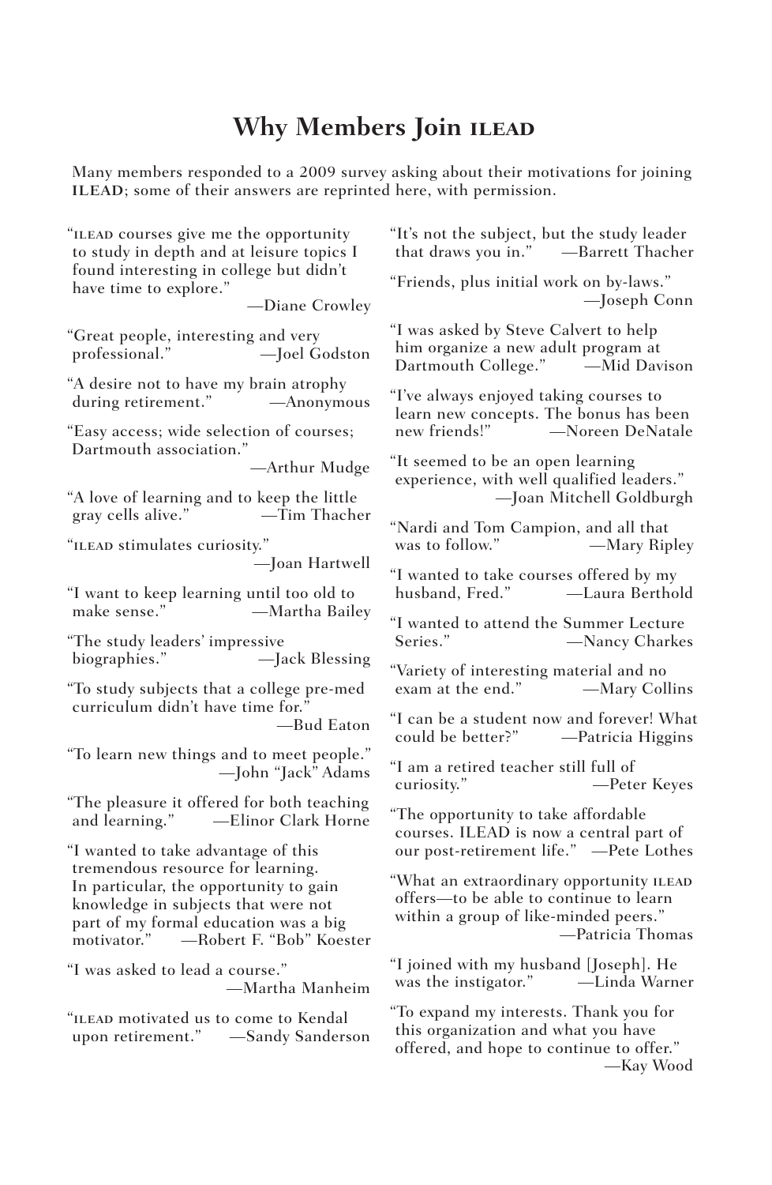# Why Members Join ILEAD

Many members responded to a 2009 survey asking about their motivations for joining **ILEAD**; some of their answers are reprinted here, with permission.

"ILEAD courses give me the opportunity to study in depth and at leisure topics I found interesting in college but didn't have time to explore."
—Diane Crowley

"Great people, interesting and very professional." —Joel Godston

"A desire not to have my brain atrophy during retirement." —Anonymous

"Easy access; wide selection of courses; Dartmouth association."
—Arthur Mudge

"A love of learning and to keep the little gray cells alive." —Tim Thacher

"ILEAD stimulates curiosity."
—Joan Hartwell

"I want to keep learning until too old to make sense." —Martha Bailey

"The study leaders' impressive biographies." —Jack Blessing

"To study subjects that a college pre-med curriculum didn't have time for."
—Bud Eaton

"To learn new things and to meet people."
—John "Jack" Adams

"The pleasure it offered for both teaching and learning." —Elinor Clark Horne

"I wanted to take advantage of this tremendous resource for learning. In particular, the opportunity to gain knowledge in subjects that were not part of my formal education was a big motivator." —Robert F. "Bob" Koester

"I was asked to lead a course."
—Martha Manheim

"ILEAD motivated us to come to Kendal upon retirement." —Sandy Sanderson

"It's not the subject, but the study leader that draws you in." —Barrett Thacher

"Friends, plus initial work on by-laws."
—Joseph Conn

"I was asked by Steve Calvert to help him organize a new adult program at Dartmouth College." —Mid Davison

"I've always enjoyed taking courses to learn new concepts. The bonus has been new friends!" —Noreen DeNatale

"It seemed to be an open learning experience, with well qualified leaders."
—Joan Mitchell Goldburgh

"Nardi and Tom Campion, and all that was to follow." —Mary Ripley

"I wanted to take courses offered by my husband, Fred." —Laura Berthold

"I wanted to attend the Summer Lecture Series." —Nancy Charkes

"Variety of interesting material and no exam at the end." —Mary Collins

"I can be a student now and forever! What could be better?" —Patricia Higgins

"I am a retired teacher still full of curiosity." —Peter Keyes

"The opportunity to take affordable courses. ILEAD is now a central part of our post-retirement life." —Pete Lothes

"What an extraordinary opportunity ILEAD offers—to be able to continue to learn within a group of like-minded peers."
—Patricia Thomas

"I joined with my husband [Joseph]. He was the instigator." —Linda Warner

"To expand my interests. Thank you for this organization and what you have offered, and hope to continue to offer."
—Kay Wood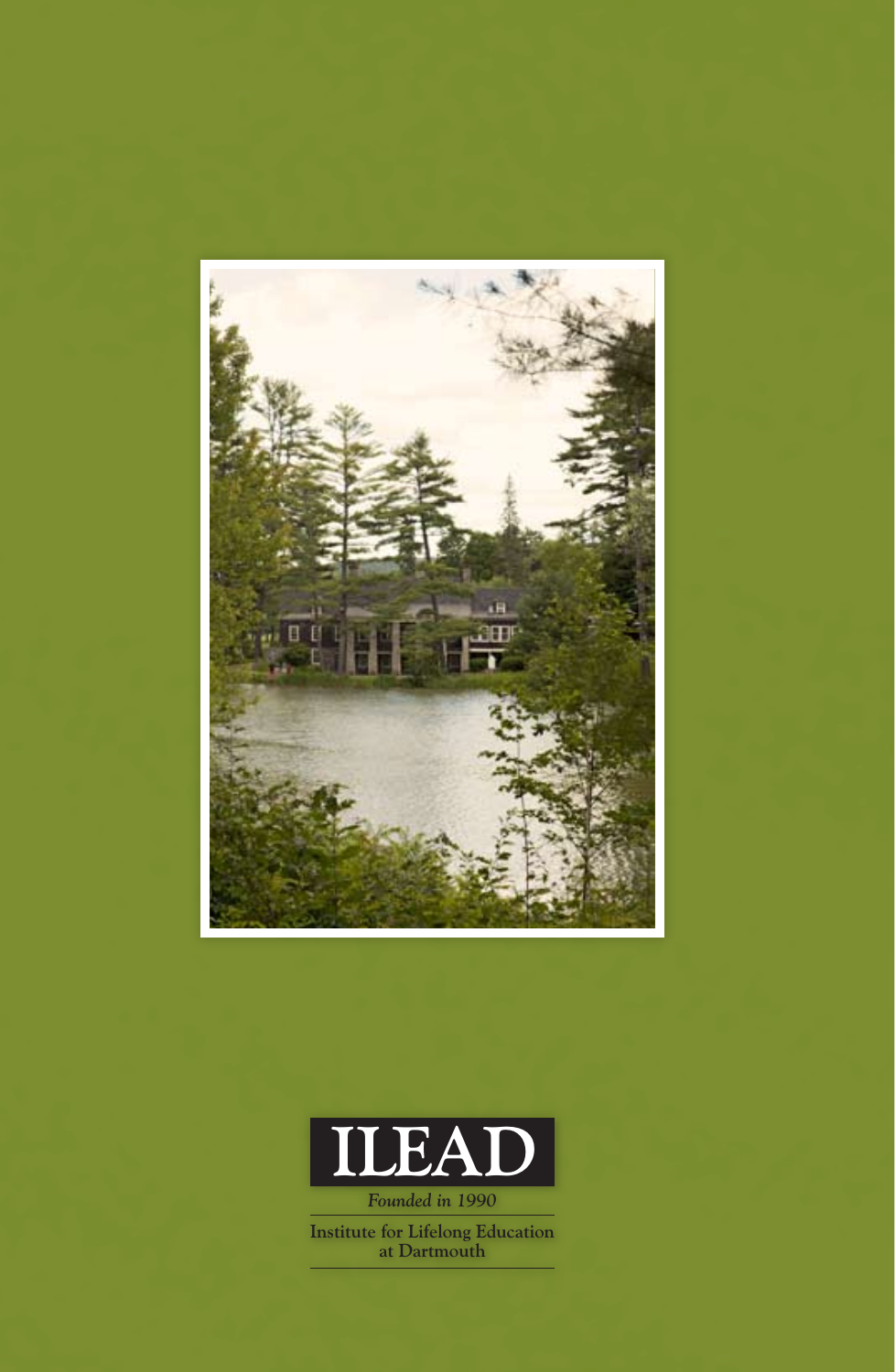ILEAD

*Founded in 1990*

Institute for Lifelong Education at Dartmouth